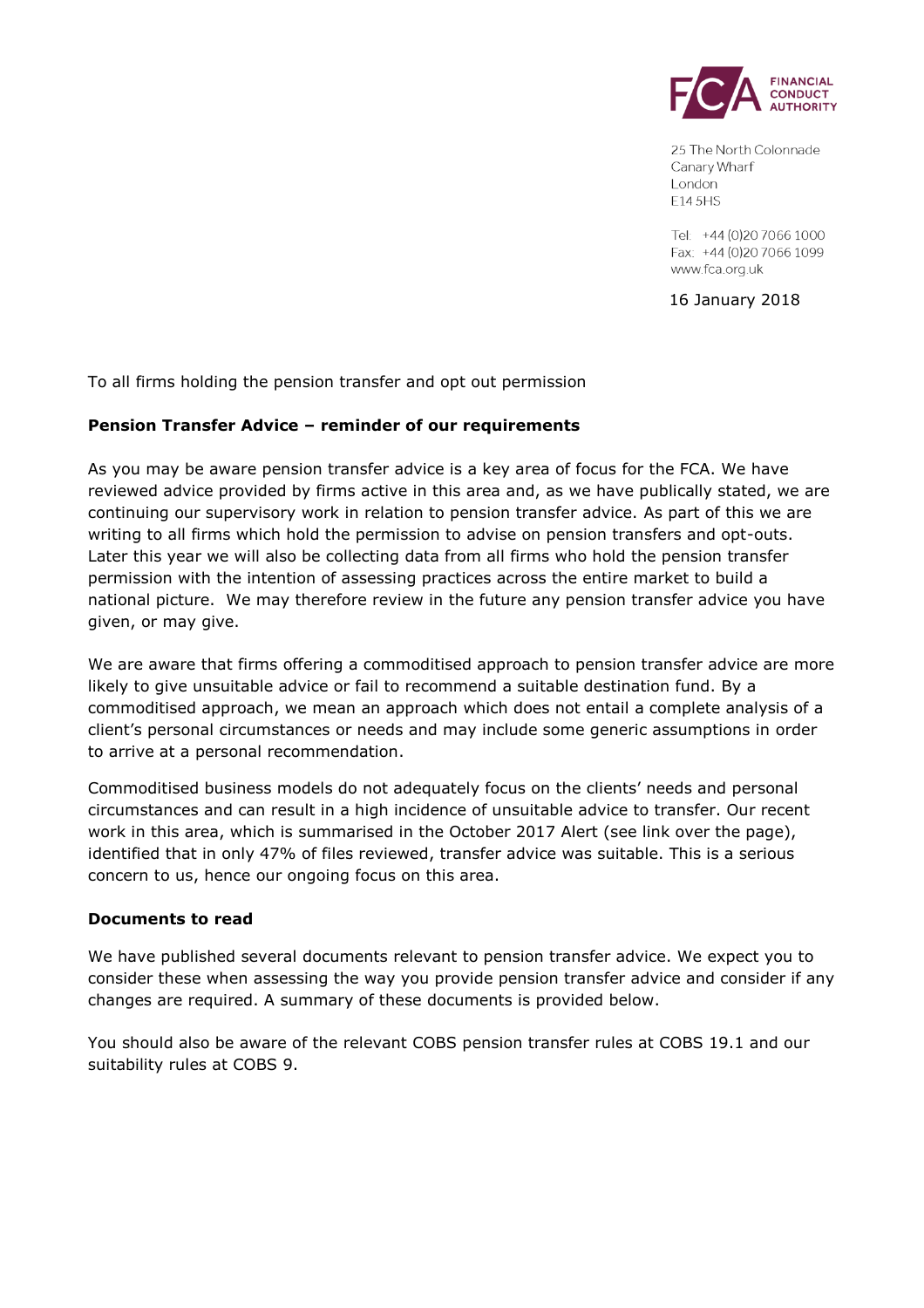FINANCIAL CONDUCT AUTHORITY

25 The North Colonnade
Canary Wharf
London
E14 5HS

Tel: +44 (0)20 7066 1000
Fax: +44 (0)20 7066 1099
www.fca.org.uk

16 January 2018

To all firms holding the pension transfer and opt out permission

**Pension Transfer Advice – reminder of our requirements**

As you may be aware pension transfer advice is a key area of focus for the FCA. We have reviewed advice provided by firms active in this area and, as we have publically stated, we are continuing our supervisory work in relation to pension transfer advice. As part of this we are writing to all firms which hold the permission to advise on pension transfers and opt-outs. Later this year we will also be collecting data from all firms who hold the pension transfer permission with the intention of assessing practices across the entire market to build a national picture. We may therefore review in the future any pension transfer advice you have given, or may give.

We are aware that firms offering a commoditised approach to pension transfer advice are more likely to give unsuitable advice or fail to recommend a suitable destination fund. By a commoditised approach, we mean an approach which does not entail a complete analysis of a client's personal circumstances or needs and may include some generic assumptions in order to arrive at a personal recommendation.

Commoditised business models do not adequately focus on the clients' needs and personal circumstances and can result in a high incidence of unsuitable advice to transfer. Our recent work in this area, which is summarised in the October 2017 Alert (see link over the page), identified that in only 47% of files reviewed, transfer advice was suitable. This is a serious concern to us, hence our ongoing focus on this area.

**Documents to read**

We have published several documents relevant to pension transfer advice. We expect you to consider these when assessing the way you provide pension transfer advice and consider if any changes are required. A summary of these documents is provided below.

You should also be aware of the relevant COBS pension transfer rules at COBS 19.1 and our suitability rules at COBS 9.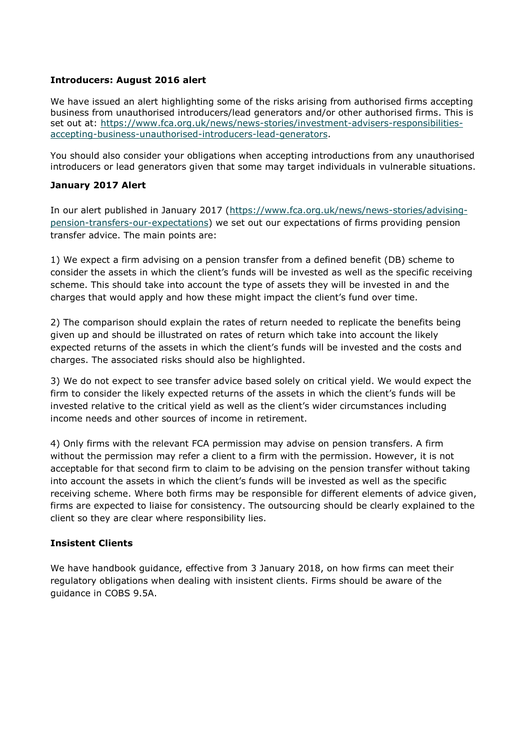**Introducers: August 2016 alert**

We have issued an alert highlighting some of the risks arising from authorised firms accepting business from unauthorised introducers/lead generators and/or other authorised firms. This is set out at: https://www.fca.org.uk/news/news-stories/investment-advisers-responsibilities-accepting-business-unauthorised-introducers-lead-generators.

You should also consider your obligations when accepting introductions from any unauthorised introducers or lead generators given that some may target individuals in vulnerable situations.

**January 2017 Alert**

In our alert published in January 2017 (https://www.fca.org.uk/news/news-stories/advising-pension-transfers-our-expectations) we set out our expectations of firms providing pension transfer advice. The main points are:

1) We expect a firm advising on a pension transfer from a defined benefit (DB) scheme to consider the assets in which the client's funds will be invested as well as the specific receiving scheme. This should take into account the type of assets they will be invested in and the charges that would apply and how these might impact the client's fund over time.

2) The comparison should explain the rates of return needed to replicate the benefits being given up and should be illustrated on rates of return which take into account the likely expected returns of the assets in which the client's funds will be invested and the costs and charges. The associated risks should also be highlighted.

3) We do not expect to see transfer advice based solely on critical yield. We would expect the firm to consider the likely expected returns of the assets in which the client's funds will be invested relative to the critical yield as well as the client's wider circumstances including income needs and other sources of income in retirement.

4) Only firms with the relevant FCA permission may advise on pension transfers. A firm without the permission may refer a client to a firm with the permission. However, it is not acceptable for that second firm to claim to be advising on the pension transfer without taking into account the assets in which the client's funds will be invested as well as the specific receiving scheme. Where both firms may be responsible for different elements of advice given, firms are expected to liaise for consistency. The outsourcing should be clearly explained to the client so they are clear where responsibility lies.

**Insistent Clients**

We have handbook guidance, effective from 3 January 2018, on how firms can meet their regulatory obligations when dealing with insistent clients. Firms should be aware of the guidance in COBS 9.5A.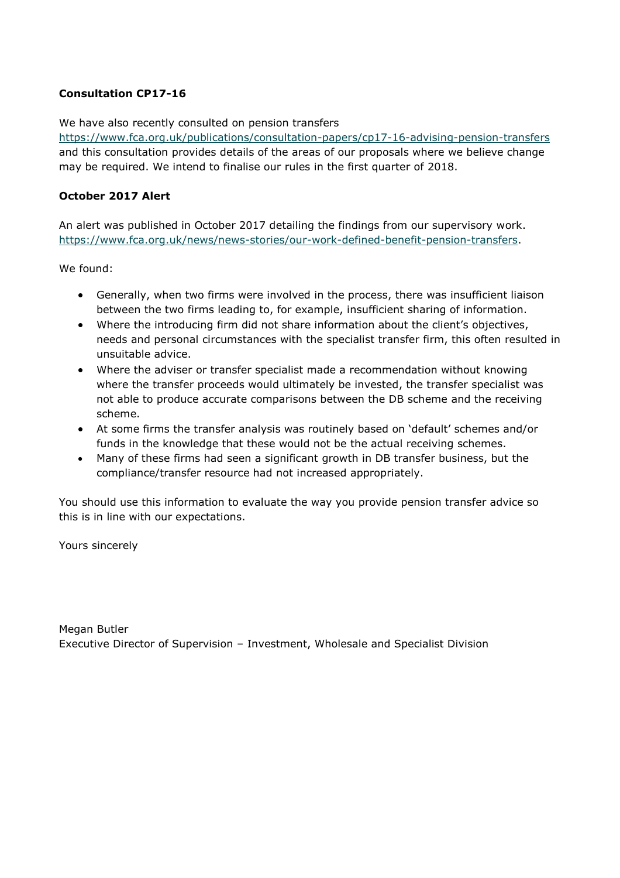**Consultation CP17-16**

We have also recently consulted on pension transfers https://www.fca.org.uk/publications/consultation-papers/cp17-16-advising-pension-transfers and this consultation provides details of the areas of our proposals where we believe change may be required. We intend to finalise our rules in the first quarter of 2018.

**October 2017 Alert**

An alert was published in October 2017 detailing the findings from our supervisory work. https://www.fca.org.uk/news/news-stories/our-work-defined-benefit-pension-transfers.

We found:

- Generally, when two firms were involved in the process, there was insufficient liaison between the two firms leading to, for example, insufficient sharing of information.
- Where the introducing firm did not share information about the client's objectives, needs and personal circumstances with the specialist transfer firm, this often resulted in unsuitable advice.
- Where the adviser or transfer specialist made a recommendation without knowing where the transfer proceeds would ultimately be invested, the transfer specialist was not able to produce accurate comparisons between the DB scheme and the receiving scheme.
- At some firms the transfer analysis was routinely based on 'default' schemes and/or funds in the knowledge that these would not be the actual receiving schemes.
- Many of these firms had seen a significant growth in DB transfer business, but the compliance/transfer resource had not increased appropriately.

You should use this information to evaluate the way you provide pension transfer advice so this is in line with our expectations.

Yours sincerely

Megan Butler
Executive Director of Supervision – Investment, Wholesale and Specialist Division